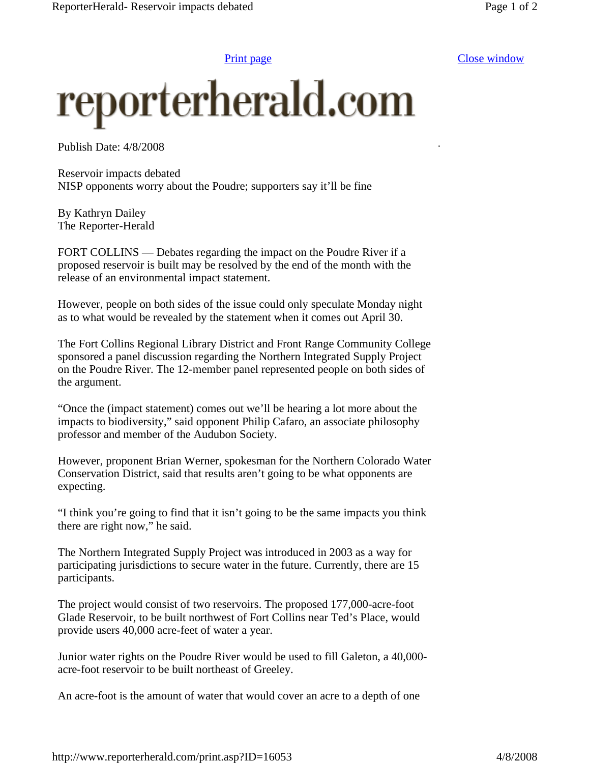# reporterherald.com

Publish Date: 4/8/2008

## Reservoir impacts debated

### NISP opponents worry about the Poudre; supporters say it'll be fine

By Kathryn Dailey
The Reporter-Herald

FORT COLLINS — Debates regarding the impact on the Poudre River if a proposed reservoir is built may be resolved by the end of the month with the release of an environmental impact statement.

However, people on both sides of the issue could only speculate Monday night as to what would be revealed by the statement when it comes out April 30.

The Fort Collins Regional Library District and Front Range Community College sponsored a panel discussion regarding the Northern Integrated Supply Project on the Poudre River. The 12-member panel represented people on both sides of the argument.

"Once the (impact statement) comes out we'll be hearing a lot more about the impacts to biodiversity," said opponent Philip Cafaro, an associate philosophy professor and member of the Audubon Society.

However, proponent Brian Werner, spokesman for the Northern Colorado Water Conservation District, said that results aren't going to be what opponents are expecting.

"I think you're going to find that it isn't going to be the same impacts you think there are right now," he said.

The Northern Integrated Supply Project was introduced in 2003 as a way for participating jurisdictions to secure water in the future. Currently, there are 15 participants.

The project would consist of two reservoirs. The proposed 177,000-acre-foot Glade Reservoir, to be built northwest of Fort Collins near Ted's Place, would provide users 40,000 acre-feet of water a year.

Junior water rights on the Poudre River would be used to fill Galeton, a 40,000-acre-foot reservoir to be built northeast of Greeley.

An acre-foot is the amount of water that would cover an acre to a depth of one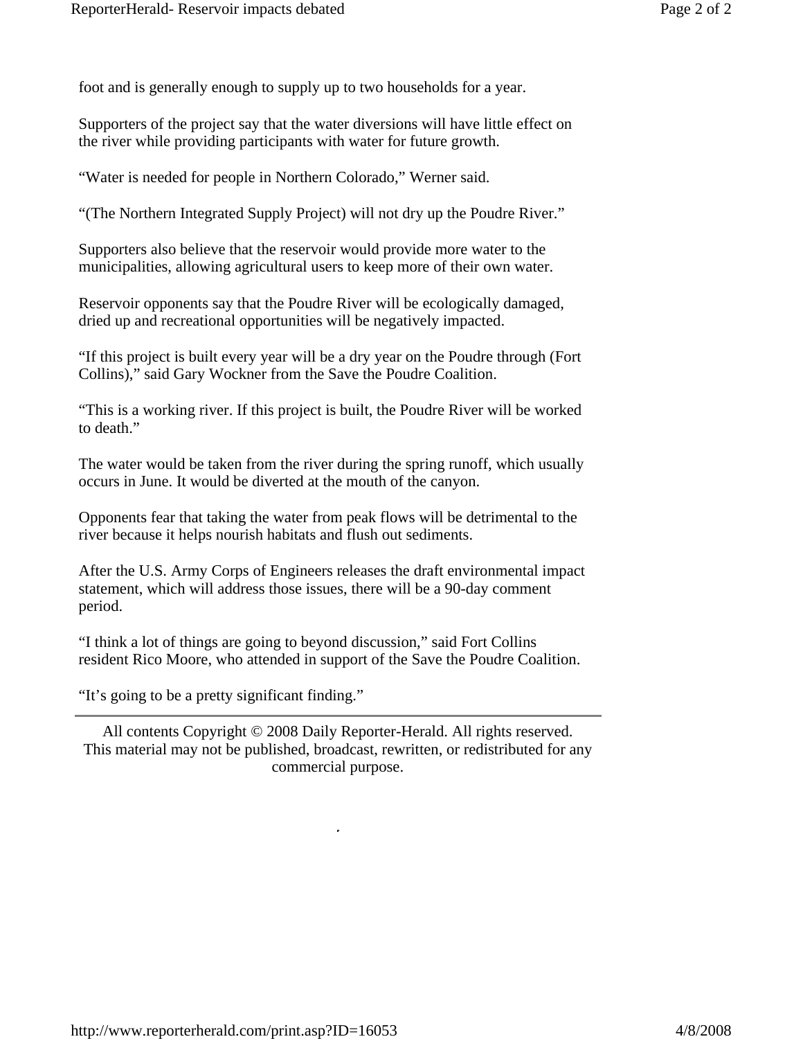foot and is generally enough to supply up to two households for a year.

Supporters of the project say that the water diversions will have little effect on the river while providing participants with water for future growth.

“Water is needed for people in Northern Colorado,” Werner said.

“(The Northern Integrated Supply Project) will not dry up the Poudre River.”

Supporters also believe that the reservoir would provide more water to the municipalities, allowing agricultural users to keep more of their own water.

Reservoir opponents say that the Poudre River will be ecologically damaged, dried up and recreational opportunities will be negatively impacted.

“If this project is built every year will be a dry year on the Poudre through (Fort Collins),” said Gary Wockner from the Save the Poudre Coalition.

“This is a working river. If this project is built, the Poudre River will be worked to death.”

The water would be taken from the river during the spring runoff, which usually occurs in June. It would be diverted at the mouth of the canyon.

Opponents fear that taking the water from peak flows will be detrimental to the river because it helps nourish habitats and flush out sediments.

After the U.S. Army Corps of Engineers releases the draft environmental impact statement, which will address those issues, there will be a 90-day comment period.

“I think a lot of things are going to beyond discussion,” said Fort Collins resident Rico Moore, who attended in support of the Save the Poudre Coalition.

“It’s going to be a pretty significant finding.”

---

All contents Copyright © 2008 Daily Reporter-Herald. All rights reserved.
This material may not be published, broadcast, rewritten, or redistributed for any commercial purpose.